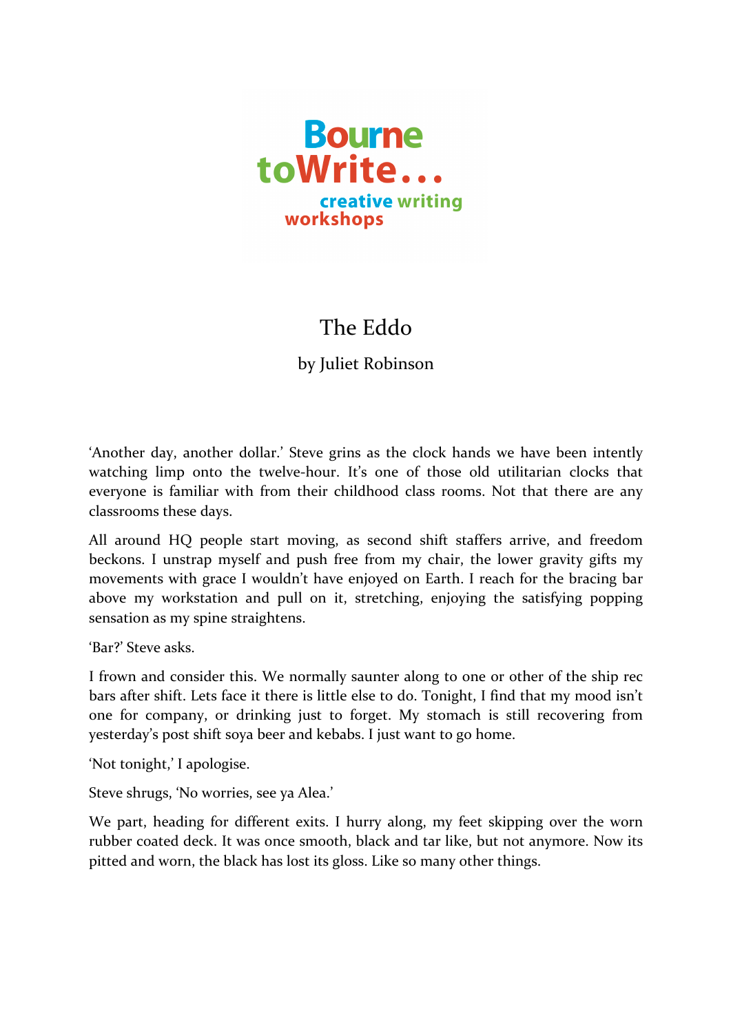Bourne toWrite... creative writing workshops

# The Eddo

by Juliet Robinson

'Another day, another dollar.' Steve grins as the clock hands we have been intently watching limp onto the twelve-hour. It's one of those old utilitarian clocks that everyone is familiar with from their childhood class rooms. Not that there are any classrooms these days.

All around HQ people start moving, as second shift staffers arrive, and freedom beckons. I unstrap myself and push free from my chair, the lower gravity gifts my movements with grace I wouldn't have enjoyed on Earth. I reach for the bracing bar above my workstation and pull on it, stretching, enjoying the satisfying popping sensation as my spine straightens.

'Bar?' Steve asks.

I frown and consider this. We normally saunter along to one or other of the ship rec bars after shift. Lets face it there is little else to do. Tonight, I find that my mood isn't one for company, or drinking just to forget. My stomach is still recovering from yesterday's post shift soya beer and kebabs. I just want to go home.

'Not tonight,' I apologise.

Steve shrugs, 'No worries, see ya Alea.'

We part, heading for different exits. I hurry along, my feet skipping over the worn rubber coated deck. It was once smooth, black and tar like, but not anymore. Now its pitted and worn, the black has lost its gloss. Like so many other things.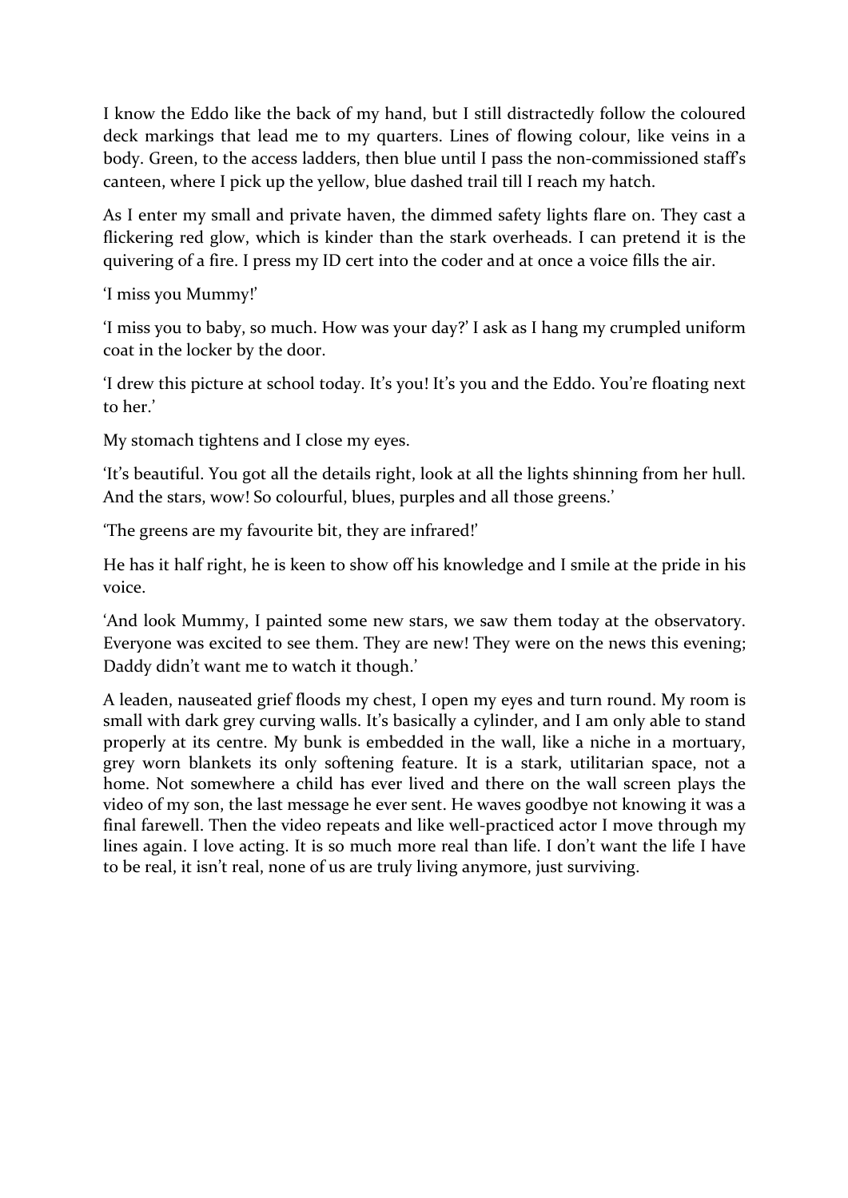I know the Eddo like the back of my hand, but I still distractedly follow the coloured deck markings that lead me to my quarters. Lines of flowing colour, like veins in a body. Green, to the access ladders, then blue until I pass the non-commissioned staff's canteen, where I pick up the yellow, blue dashed trail till I reach my hatch.

As I enter my small and private haven, the dimmed safety lights flare on. They cast a flickering red glow, which is kinder than the stark overheads. I can pretend it is the quivering of a fire. I press my ID cert into the coder and at once a voice fills the air.

'I miss you Mummy!'

'I miss you to baby, so much. How was your day?' I ask as I hang my crumpled uniform coat in the locker by the door.

'I drew this picture at school today. It's you! It's you and the Eddo. You're floating next to her.'

My stomach tightens and I close my eyes.

'It's beautiful. You got all the details right, look at all the lights shinning from her hull. And the stars, wow! So colourful, blues, purples and all those greens.'

'The greens are my favourite bit, they are infrared!'

He has it half right, he is keen to show off his knowledge and I smile at the pride in his voice.

'And look Mummy, I painted some new stars, we saw them today at the observatory. Everyone was excited to see them. They are new! They were on the news this evening; Daddy didn't want me to watch it though.'

A leaden, nauseated grief floods my chest, I open my eyes and turn round. My room is small with dark grey curving walls. It's basically a cylinder, and I am only able to stand properly at its centre. My bunk is embedded in the wall, like a niche in a mortuary, grey worn blankets its only softening feature. It is a stark, utilitarian space, not a home. Not somewhere a child has ever lived and there on the wall screen plays the video of my son, the last message he ever sent. He waves goodbye not knowing it was a final farewell. Then the video repeats and like well-practiced actor I move through my lines again. I love acting. It is so much more real than life. I don't want the life I have to be real, it isn't real, none of us are truly living anymore, just surviving.